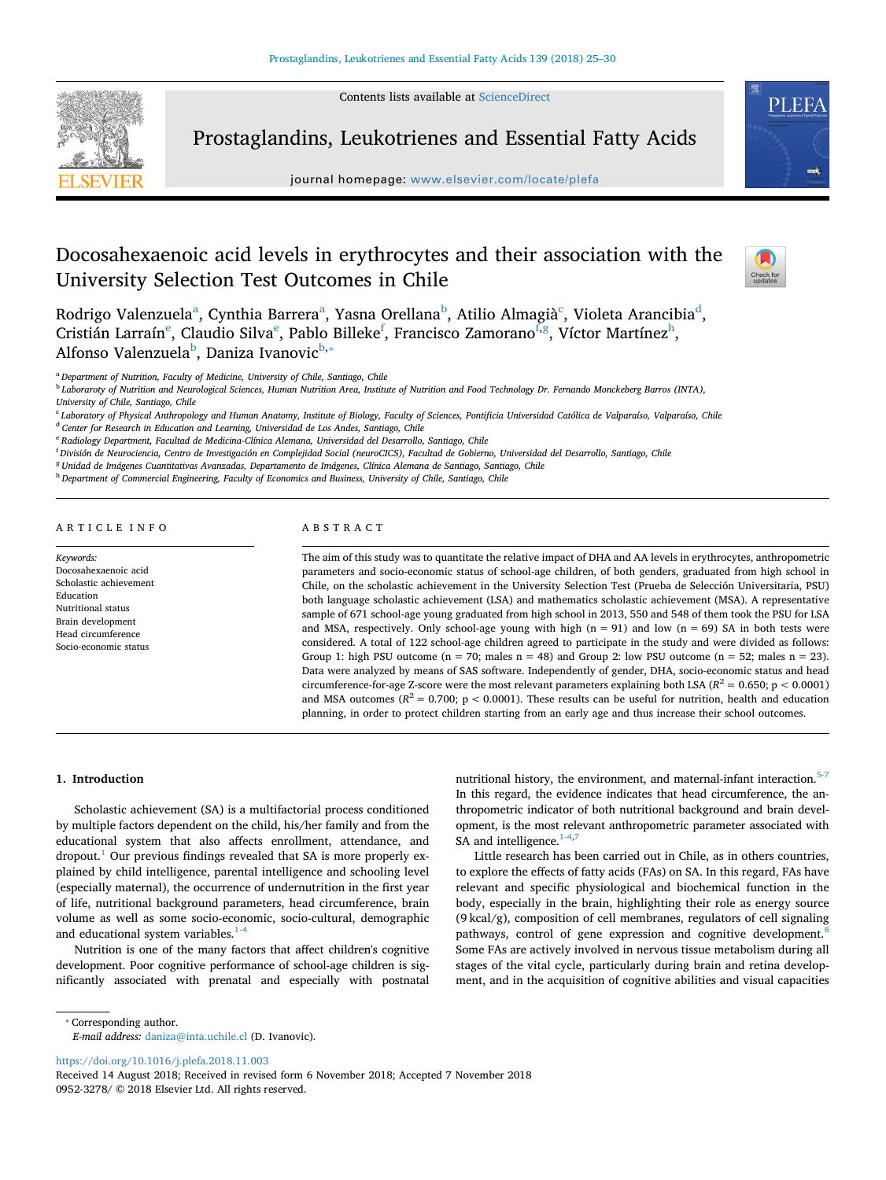# Docosahexaenoic acid levels in erythrocytes and their association with the University Selection Test Outcomes in Chile

Rodrigo Valenzuela[a], Cynthia Barrera[a], Yasna Orellana[b], Atilio Almagià[c], Violeta Arancibia[d], Cristián Larraín[e], Claudio Silva[e], Pablo Billeke[f], Francisco Zamorano[f,g], Víctor Martínez[h], Alfonso Valenzuela[b], Daniza Ivanovic[b,*]

[a] Department of Nutrition, Faculty of Medicine, University of Chile, Santiago, Chile
[b] Laboraroty of Nutrition and Neurological Sciences, Human Nutrition Area, Institute of Nutrition and Food Technology Dr. Fernando Monckeberg Barros (INTA), University of Chile, Santiago, Chile
[c] Laboratory of Physical Anthropology and Human Anatomy, Institute of Biology, Faculty of Sciences, Pontificia Universidad Católica de Valparaíso, Valparaíso, Chile
[d] Center for Research in Education and Learning, Universidad de Los Andes, Santiago, Chile
[e] Radiology Department, Facultad de Medicina-Clínica Alemana, Universidad del Desarrollo, Santiago, Chile
[f] División de Neurociencia, Centro de Investigación en Complejidad Social (neuroCICS), Facultad de Gobierno, Universidad del Desarrollo, Santiago, Chile
[g] Unidad de Imágenes Cuantitativas Avanzadas, Departamento de Imágenes, Clínica Alemana de Santiago, Santiago, Chile
[h] Department of Commercial Engineering, Faculty of Economics and Business, University of Chile, Santiago, Chile

## ARTICLE INFO

*Keywords:*
Docosahexaenoic acid
Scholastic achievement
Education
Nutritional status
Brain development
Head circumference
Socio-economic status

## ABSTRACT

The aim of this study was to quantitate the relative impact of DHA and AA levels in erythrocytes, anthropometric parameters and socio-economic status of school-age children, of both genders, graduated from high school in Chile, on the scholastic achievement in the University Selection Test (Prueba de Selección Universitaria, PSU) both language scholastic achievement (LSA) and mathematics scholastic achievement (MSA). A representative sample of 671 school-age young graduated from high school in 2013, 550 and 548 of them took the PSU for LSA and MSA, respectively. Only school-age young with high (n = 91) and low (n = 69) SA in both tests were considered. A total of 122 school-age children agreed to participate in the study and were divided as follows: Group 1: high PSU outcome (n = 70; males n = 48) and Group 2: low PSU outcome (n = 52; males n = 23). Data were analyzed by means of SAS software. Independently of gender, DHA, socio-economic status and head circumference-for-age Z-score were the most relevant parameters explaining both LSA ($R^2$ = 0.650; $p < 0.0001$) and MSA outcomes ($R^2$ = 0.700; $p < 0.0001$). These results can be useful for nutrition, health and education planning, in order to protect children starting from an early age and thus increase their school outcomes.

## 1. Introduction

Scholastic achievement (SA) is a multifactorial process conditioned by multiple factors dependent on the child, his/her family and from the educational system that also affects enrollment, attendance, and dropout.[1] Our previous findings revealed that SA is more properly explained by child intelligence, parental intelligence and schooling level (especially maternal), the occurrence of undernutrition in the first year of life, nutritional background parameters, head circumference, brain volume as well as some socio-economic, socio-cultural, demographic and educational system variables.[1-4]

Nutrition is one of the many factors that affect children's cognitive development. Poor cognitive performance of school-age children is significantly associated with prenatal and especially with postnatal nutritional history, the environment, and maternal-infant interaction.[5-7] In this regard, the evidence indicates that head circumference, the anthropometric indicator of both nutritional background and brain development, is the most relevant anthropometric parameter associated with SA and intelligence.[1-4,7]

Little research has been carried out in Chile, as in others countries, to explore the effects of fatty acids (FAs) on SA. In this regard, FAs have relevant and specific physiological and biochemical function in the body, especially in the brain, highlighting their role as energy source (9 kcal/g), composition of cell membranes, regulators of cell signaling pathways, control of gene expression and cognitive development.[8] Some FAs are actively involved in nervous tissue metabolism during all stages of the vital cycle, particularly during brain and retina development, and in the acquisition of cognitive abilities and visual capacities

* Corresponding author.
*E-mail address:* daniza@inta.uchile.cl (D. Ivanovic).

https://doi.org/10.1016/j.plefa.2018.11.003
Received 14 August 2018; Received in revised form 6 November 2018; Accepted 7 November 2018
0952-3278/ © 2018 Elsevier Ltd. All rights reserved.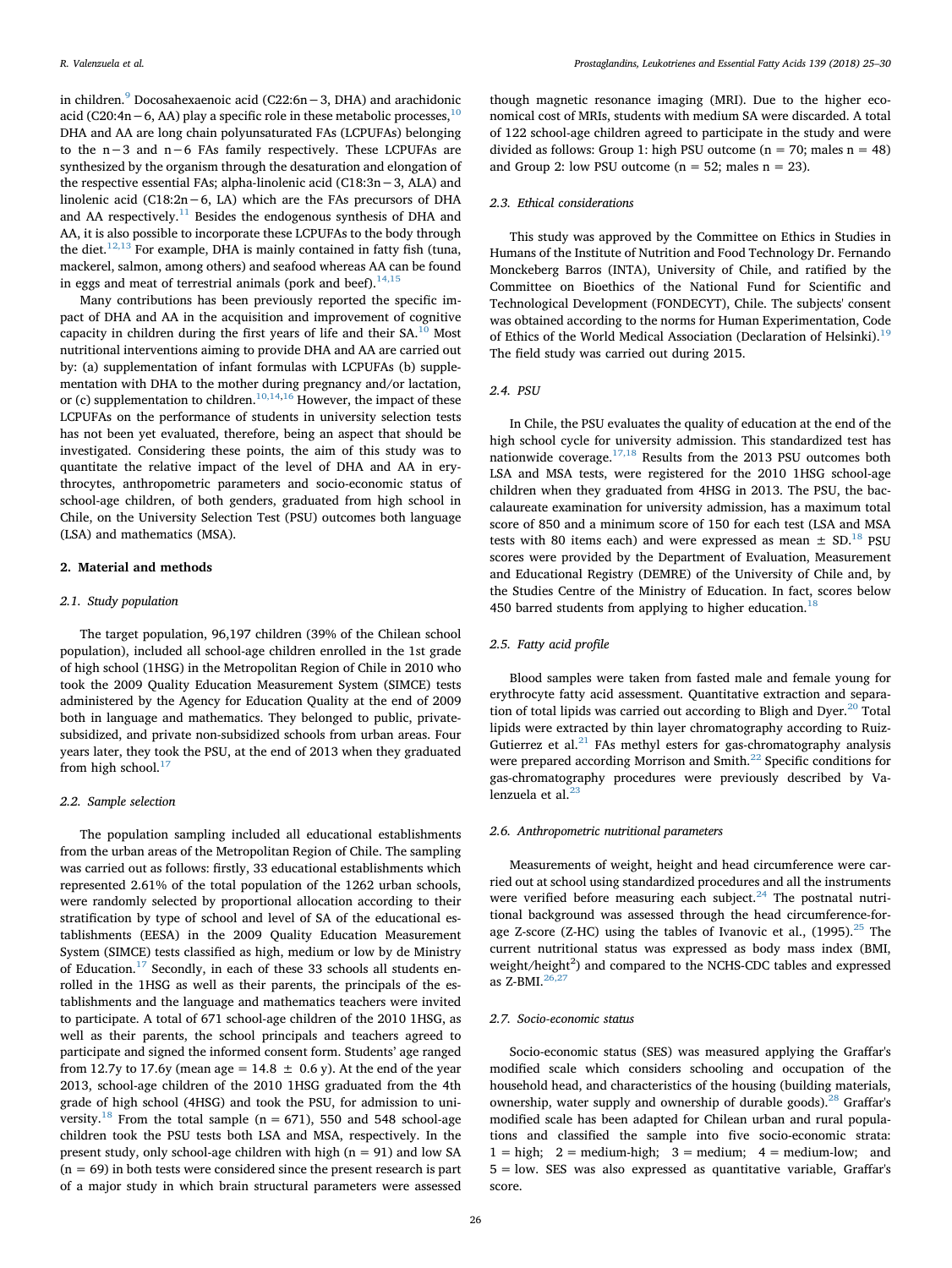in children.[9] Docosahexaenoic acid (C22:6n−3, DHA) and arachidonic acid (C20:4n−6, AA) play a specific role in these metabolic processes,[10] DHA and AA are long chain polyunsaturated FAs (LCPUFAs) belonging to the n−3 and n−6 FAs family respectively. These LCPUFAs are synthesized by the organism through the desaturation and elongation of the respective essential FAs; alpha-linolenic acid (C18:3n−3, ALA) and linolenic acid (C18:2n−6, LA) which are the FAs precursors of DHA and AA respectively.[11] Besides the endogenous synthesis of DHA and AA, it is also possible to incorporate these LCPUFAs to the body through the diet.[12,13] For example, DHA is mainly contained in fatty fish (tuna, mackerel, salmon, among others) and seafood whereas AA can be found in eggs and meat of terrestrial animals (pork and beef).[14,15]

Many contributions has been previously reported the specific impact of DHA and AA in the acquisition and improvement of cognitive capacity in children during the first years of life and their SA.[10] Most nutritional interventions aiming to provide DHA and AA are carried out by: (a) supplementation of infant formulas with LCPUFAs (b) supplementation with DHA to the mother during pregnancy and/or lactation, or (c) supplementation to children.[10,14,16] However, the impact of these LCPUFAs on the performance of students in university selection tests has not been yet evaluated, therefore, being an aspect that should be investigated. Considering these points, the aim of this study was to quantitate the relative impact of the level of DHA and AA in erythrocytes, anthropometric parameters and socio-economic status of school-age children, of both genders, graduated from high school in Chile, on the University Selection Test (PSU) outcomes both language (LSA) and mathematics (MSA).

## 2. Material and methods

### 2.1. Study population

The target population, 96,197 children (39% of the Chilean school population), included all school-age children enrolled in the 1st grade of high school (1HSG) in the Metropolitan Region of Chile in 2010 who took the 2009 Quality Education Measurement System (SIMCE) tests administered by the Agency for Education Quality at the end of 2009 both in language and mathematics. They belonged to public, private-subsidized, and private non-subsidized schools from urban areas. Four years later, they took the PSU, at the end of 2013 when they graduated from high school.[17]

### 2.2. Sample selection

The population sampling included all educational establishments from the urban areas of the Metropolitan Region of Chile. The sampling was carried out as follows: firstly, 33 educational establishments which represented 2.61% of the total population of the 1262 urban schools, were randomly selected by proportional allocation according to their stratification by type of school and level of SA of the educational establishments (EESA) in the 2009 Quality Education Measurement System (SIMCE) tests classified as high, medium or low by de Ministry of Education.[17] Secondly, in each of these 33 schools all students enrolled in the 1HSG as well as their parents, the principals of the establishments and the language and mathematics teachers were invited to participate. A total of 671 school-age children of the 2010 1HSG, as well as their parents, the school principals and teachers agreed to participate and signed the informed consent form. Students' age ranged from 12.7y to 17.6y (mean age = 14.8 ± 0.6 y). At the end of the year 2013, school-age children of the 2010 1HSG graduated from the 4th grade of high school (4HSG) and took the PSU, for admission to university.[18] From the total sample (n = 671), 550 and 548 school-age children took the PSU tests both LSA and MSA, respectively. In the present study, only school-age children with high (n = 91) and low SA (n = 69) in both tests were considered since the present research is part of a major study in which brain structural parameters were assessed though magnetic resonance imaging (MRI). Due to the higher economical cost of MRIs, students with medium SA were discarded. A total of 122 school-age children agreed to participate in the study and were divided as follows: Group 1: high PSU outcome (n = 70; males n = 48) and Group 2: low PSU outcome (n = 52; males n = 23).

### 2.3. Ethical considerations

This study was approved by the Committee on Ethics in Studies in Humans of the Institute of Nutrition and Food Technology Dr. Fernando Monckeberg Barros (INTA), University of Chile, and ratified by the Committee on Bioethics of the National Fund for Scientific and Technological Development (FONDECYT), Chile. The subjects' consent was obtained according to the norms for Human Experimentation, Code of Ethics of the World Medical Association (Declaration of Helsinki).[19] The field study was carried out during 2015.

### 2.4. PSU

In Chile, the PSU evaluates the quality of education at the end of the high school cycle for university admission. This standardized test has nationwide coverage.[17,18] Results from the 2013 PSU outcomes both LSA and MSA tests, were registered for the 2010 1HSG school-age children when they graduated from 4HSG in 2013. The PSU, the baccalaureate examination for university admission, has a maximum total score of 850 and a minimum score of 150 for each test (LSA and MSA tests with 80 items each) and were expressed as mean ± SD.[18] PSU scores were provided by the Department of Evaluation, Measurement and Educational Registry (DEMRE) of the University of Chile and, by the Studies Centre of the Ministry of Education. In fact, scores below 450 barred students from applying to higher education.[18]

### 2.5. Fatty acid profile

Blood samples were taken from fasted male and female young for erythrocyte fatty acid assessment. Quantitative extraction and separation of total lipids was carried out according to Bligh and Dyer.[20] Total lipids were extracted by thin layer chromatography according to Ruiz-Gutierrez et al.[21] FAs methyl esters for gas-chromatography analysis were prepared according Morrison and Smith.[22] Specific conditions for gas-chromatography procedures were previously described by Valenzuela et al.[23]

### 2.6. Anthropometric nutritional parameters

Measurements of weight, height and head circumference were carried out at school using standardized procedures and all the instruments were verified before measuring each subject.[24] The postnatal nutritional background was assessed through the head circumference-for-age Z-score (Z-HC) using the tables of Ivanovic et al., (1995).[25] The current nutritional status was expressed as body mass index (BMI, weight/height$^2$) and compared to the NCHS-CDC tables and expressed as Z-BMI.[26,27]

### 2.7. Socio-economic status

Socio-economic status (SES) was measured applying the Graffar's modified scale which considers schooling and occupation of the household head, and characteristics of the housing (building materials, ownership, water supply and ownership of durable goods).[28] Graffar's modified scale has been adapted for Chilean urban and rural populations and classified the sample into five socio-economic strata: 1 = high; 2 = medium-high; 3 = medium; 4 = medium-low; and 5 = low. SES was also expressed as quantitative variable, Graffar's score.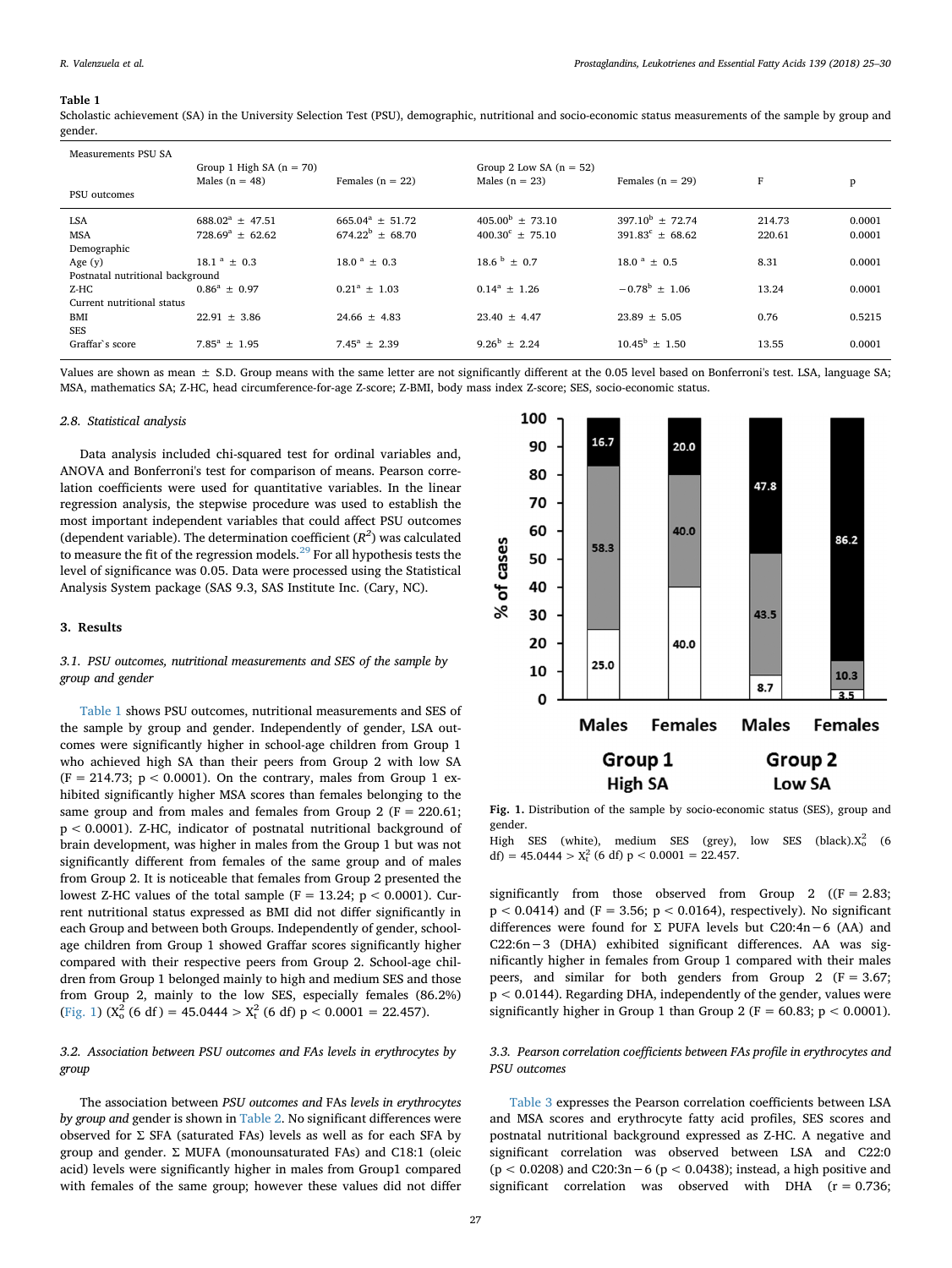**Table 1**
Scholastic achievement (SA) in the University Selection Test (PSU), demographic, nutritional and socio-economic status measurements of the sample by group and gender.

| Measurements PSU SA | Group 1 High SA (n = 70) | | Group 2 Low SA (n = 52) | | | |
|---|---|---|---|---|---|---|
| PSU outcomes | Males (n = 48) | Females (n = 22) | Males (n = 23) | Females (n = 29) | F | p |
| LSA | 688.02[a] ± 47.51 | 665.04[a] ± 51.72 | 405.00[b] ± 73.10 | 397.10[b] ± 72.74 | 214.73 | 0.0001 |
| MSA | 728.69[a] ± 62.62 | 674.22[b] ± 68.70 | 400.30[c] ± 75.10 | 391.83[c] ± 68.62 | 220.61 | 0.0001 |
| Demographic | | | | | | |
| Age (y) | 18.1 [a] ± 0.3 | 18.0 [a] ± 0.3 | 18.6 [b] ± 0.7 | 18.0 [a] ± 0.5 | 8.31 | 0.0001 |
| Postnatal nutritional background | | | | | | |
| Z-HC | 0.86[a] ± 0.97 | 0.21[a] ± 1.03 | 0.14[a] ± 1.26 | −0.78[b] ± 1.06 | 13.24 | 0.0001 |
| Current nutritional status | | | | | | |
| BMI | 22.91 ± 3.86 | 24.66 ± 4.83 | 23.40 ± 4.47 | 23.89 ± 5.05 | 0.76 | 0.5215 |
| SES | | | | | | |
| Graffar`s score | 7.85[a] ± 1.95 | 7.45[a] ± 2.39 | 9.26[b] ± 2.24 | 10.45[b] ± 1.50 | 13.55 | 0.0001 |

Values are shown as mean ± S.D. Group means with the same letter are not significantly different at the 0.05 level based on Bonferroni's test. LSA, language SA; MSA, mathematics SA; Z-HC, head circumference-for-age Z-score; Z-BMI, body mass index Z-score; SES, socio-economic status.

### 2.8. Statistical analysis

Data analysis included chi-squared test for ordinal variables and, ANOVA and Bonferroni's test for comparison of means. Pearson correlation coefficients were used for quantitative variables. In the linear regression analysis, the stepwise procedure was used to establish the most important independent variables that could affect PSU outcomes (dependent variable). The determination coefficient ($R^2$) was calculated to measure the fit of the regression models.[29] For all hypothesis tests the level of significance was 0.05. Data were processed using the Statistical Analysis System package (SAS 9.3, SAS Institute Inc. (Cary, NC).

## 3. Results

### 3.1. PSU outcomes, nutritional measurements and SES of the sample by group and gender

Table 1 shows PSU outcomes, nutritional measurements and SES of the sample by group and gender. Independently of gender, LSA outcomes were significantly higher in school-age children from Group 1 who achieved high SA than their peers from Group 2 with low SA ($F = 214.73$; $p < 0.0001$). On the contrary, males from Group 1 exhibited significantly higher MSA scores than females belonging to the same group and from males and females from Group 2 ($F = 220.61$; $p < 0.0001$). Z-HC, indicator of postnatal nutritional background of brain development, was higher in males from the Group 1 but was not significantly different from females of the same group and of males from Group 2. It is noticeable that females from Group 2 presented the lowest Z-HC values of the total sample ($F = 13.24$; $p < 0.0001$). Current nutritional status expressed as BMI did not differ significantly in each Group and between both Groups. Independently of gender, school-age children from Group 1 showed Graffar scores significantly higher compared with their respective peers from Group 2. School-age children from Group 1 belonged mainly to high and medium SES and those from Group 2, mainly to the low SES, especially females (86.2%) (Fig. 1) ($X_o^2$ (6 df) = 45.0444 > $X_t^2$ (6 df) $p < 0.0001$ = 22.457).

Fig. 1. Distribution of the sample by socio-economic status (SES), group and gender.
High SES (white), medium SES (grey), low SES (black).$X_o^2$ (6 df) = 45.0444 > $X_t^2$ (6 df) $p < 0.0001$ = 22.457.

### 3.2. Association between PSU outcomes and FAs levels in erythrocytes by group

The association between *PSU outcomes and* FAs *levels in erythrocytes by group and* gender is shown in Table 2. No significant differences were observed for Σ SFA (saturated FAs) levels as well as for each SFA by group and gender. Σ MUFA (monounsaturated FAs) and C18:1 (oleic acid) levels were significantly higher in males from Group1 compared with females of the same group; however these values did not differ significantly from those observed from Group 2 (($F = 2.83$; $p < 0.0414$) and ($F = 3.56$; $p < 0.0164$), respectively). No significant differences were found for Σ PUFA levels but C20:4n−6 (AA) and C22:6n−3 (DHA) exhibited significant differences. AA was significantly higher in females from Group 1 compared with their males peers, and similar for both genders from Group 2 ($F = 3.67$; $p < 0.0144$). Regarding DHA, independently of the gender, values were significantly higher in Group 1 than Group 2 ($F = 60.83$; $p < 0.0001$).

### 3.3. Pearson correlation coefficients between FAs profile in erythrocytes and PSU outcomes

Table 3 expresses the Pearson correlation coefficients between LSA and MSA scores and erythrocyte fatty acid profiles, SES scores and postnatal nutritional background expressed as Z-HC. A negative and significant correlation was observed between LSA and C22:0 ($p < 0.0208$) and C20:3n−6 ($p < 0.0438$); instead, a high positive and significant correlation was observed with DHA ($r = 0.736$;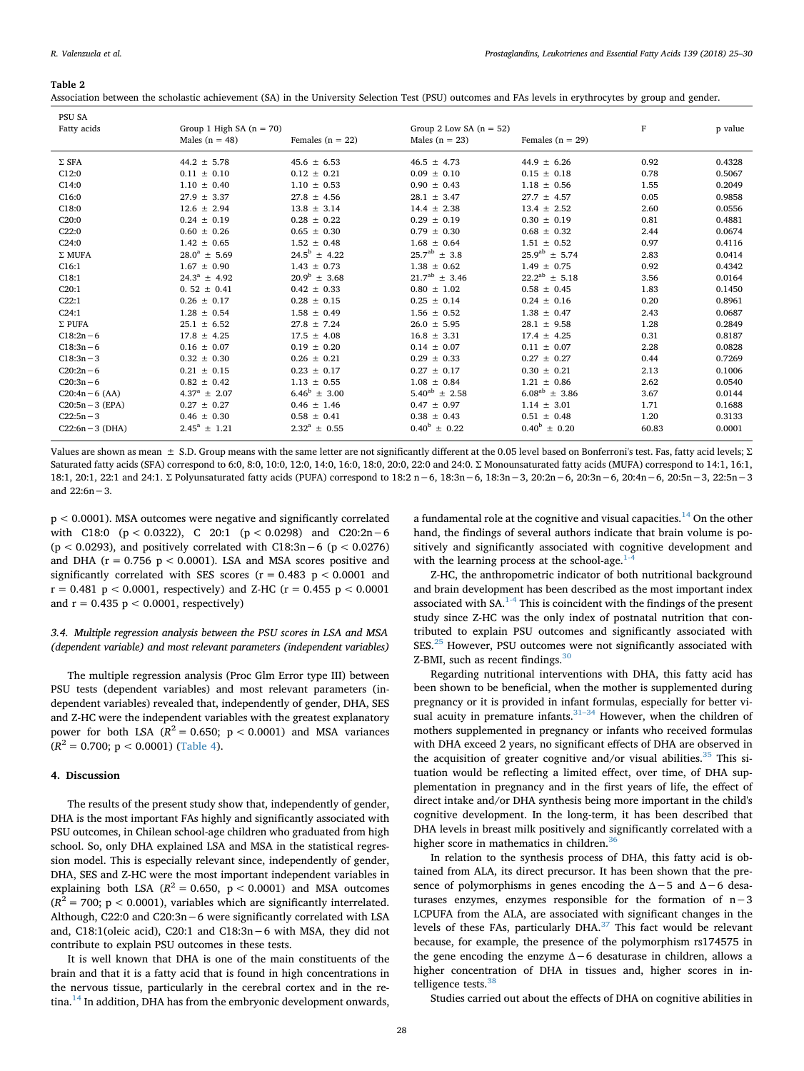**Table 2**
Association between the scholastic achievement (SA) in the University Selection Test (PSU) outcomes and FAs levels in erythrocytes by group and gender.

| PSU SA Fatty acids | Group 1 High SA (n = 70) Males (n = 48) | Females (n = 22) | Group 2 Low SA (n = 52) Males (n = 23) | Females (n = 29) | F | p value |
|---|---|---|---|---|---|---|
| Σ SFA | 44.2 ± 5.78 | 45.6 ± 6.53 | 46.5 ± 4.73 | 44.9 ± 6.26 | 0.92 | 0.4328 |
| C12:0 | 0.11 ± 0.10 | 0.12 ± 0.21 | 0.09 ± 0.10 | 0.15 ± 0.18 | 0.78 | 0.5067 |
| C14:0 | 1.10 ± 0.40 | 1.10 ± 0.53 | 0.90 ± 0.43 | 1.18 ± 0.56 | 1.55 | 0.2049 |
| C16:0 | 27.9 ± 3.37 | 27.8 ± 4.56 | 28.1 ± 3.47 | 27.7 ± 4.57 | 0.05 | 0.9858 |
| C18:0 | 12.6 ± 2.94 | 13.8 ± 3.14 | 14.4 ± 2.38 | 13.4 ± 2.52 | 2.60 | 0.0556 |
| C20:0 | 0.24 ± 0.19 | 0.28 ± 0.22 | 0.29 ± 0.19 | 0.30 ± 0.19 | 0.81 | 0.4881 |
| C22:0 | 0.60 ± 0.26 | 0.65 ± 0.30 | 0.79 ± 0.30 | 0.68 ± 0.32 | 2.44 | 0.0674 |
| C24:0 | 1.42 ± 0.65 | 1.52 ± 0.48 | 1.68 ± 0.64 | 1.51 ± 0.52 | 0.97 | 0.4116 |
| Σ MUFA | $28.0^{a}$ ± 5.69 | $24.5^{b}$ ± 4.22 | $25.7^{ab}$ ± 3.8 | $25.9^{ab}$ ± 5.74 | 2.83 | 0.0414 |
| C16:1 | 1.67 ± 0.90 | 1.43 ± 0.73 | 1.38 ± 0.62 | 1.49 ± 0.75 | 0.92 | 0.4342 |
| C18:1 | $24.3^{a}$ ± 4.92 | $20.9^{b}$ ± 3.68 | $21.7^{ab}$ ± 3.46 | $22.2^{ab}$ ± 5.18 | 3.56 | 0.0164 |
| C20:1 | 0. 52 ± 0.41 | 0.42 ± 0.33 | 0.80 ± 1.02 | 0.58 ± 0.45 | 1.83 | 0.1450 |
| C22:1 | 0.26 ± 0.17 | 0.28 ± 0.15 | 0.25 ± 0.14 | 0.24 ± 0.16 | 0.20 | 0.8961 |
| C24:1 | 1.28 ± 0.54 | 1.58 ± 0.49 | 1.56 ± 0.52 | 1.38 ± 0.47 | 2.43 | 0.0687 |
| Σ PUFA | 25.1 ± 6.52 | 27.8 ± 7.24 | 26.0 ± 5.95 | 28.1 ± 9.58 | 1.28 | 0.2849 |
| C18:2n−6 | 17.8 ± 4.25 | 17.5 ± 4.08 | 16.8 ± 3.31 | 17.4 ± 4.25 | 0.31 | 0.8187 |
| C18:3n−6 | 0.16 ± 0.07 | 0.19 ± 0.20 | 0.14 ± 0.07 | 0.11 ± 0.07 | 2.28 | 0.0828 |
| C18:3n−3 | 0.32 ± 0.30 | 0.26 ± 0.21 | 0.29 ± 0.33 | 0.27 ± 0.27 | 0.44 | 0.7269 |
| C20:2n−6 | 0.21 ± 0.15 | 0.23 ± 0.17 | 0.27 ± 0.17 | 0.30 ± 0.21 | 2.13 | 0.1006 |
| C20:3n−6 | 0.82 ± 0.42 | 1.13 ± 0.55 | 1.08 ± 0.84 | 1.21 ± 0.86 | 2.62 | 0.0540 |
| C20:4n−6 (AA) | $4.37^{a}$ ± 2.07 | $6.46^{b}$ ± 3.00 | $5.40^{ab}$ ± 2.58 | $6.08^{ab}$ ± 3.86 | 3.67 | 0.0144 |
| C20:5n−3 (EPA) | 0.27 ± 0.27 | 0.46 ± 1.46 | 0.47 ± 0.97 | 1.14 ± 3.01 | 1.71 | 0.1688 |
| C22:5n−3 | 0.46 ± 0.30 | 0.58 ± 0.41 | 0.38 ± 0.43 | 0.51 ± 0.48 | 1.20 | 0.3133 |
| C22:6n−3 (DHA) | $2.45^{a}$ ± 1.21 | $2.32^{a}$ ± 0.55 | $0.40^{b}$ ± 0.22 | $0.40^{b}$ ± 0.20 | 60.83 | 0.0001 |

Values are shown as mean ± S.D. Group means with the same letter are not significantly different at the 0.05 level based on Bonferroni's test. Fas, fatty acid levels; Σ Saturated fatty acids (SFA) correspond to 6:0, 8:0, 10:0, 12:0, 14:0, 16:0, 18:0, 20:0, 22:0 and 24:0. Σ Monounsaturated fatty acids (MUFA) correspond to 14:1, 16:1, 18:1, 20:1, 22:1 and 24:1. Σ Polyunsaturated fatty acids (PUFA) correspond to 18:2 n−6, 18:3n−6, 18:3n−3, 20:2n−6, 20:3n−6, 20:4n−6, 20:5n−3, 22:5n−3 and 22:6n−3.

$p < 0.0001$). MSA outcomes were negative and significantly correlated with C18:0 ($p < 0.0322$), C 20:1 ($p < 0.0298$) and C20:2n−6 ($p < 0.0293$), and positively correlated with C18:3n−6 ($p < 0.0276$) and DHA ($r = 0.756$ $p < 0.0001$). LSA and MSA scores positive and significantly correlated with SES scores ($r = 0.483$ $p < 0.0001$ and $r = 0.481$ $p < 0.0001$, respectively) and Z-HC ($r = 0.455$ $p < 0.0001$ and $r = 0.435$ $p < 0.0001$, respectively)

### *3.4. Multiple regression analysis between the PSU scores in LSA and MSA (dependent variable) and most relevant parameters (independent variables)*

The multiple regression analysis (Proc Glm Error type III) between PSU tests (dependent variables) and most relevant parameters (independent variables) revealed that, independently of gender, DHA, SES and Z-HC were the independent variables with the greatest explanatory power for both LSA ($R^2 = 0.650$; $p < 0.0001$) and MSA variances ($R^2 = 0.700$; $p < 0.0001$) (Table 4).

## 4. Discussion

The results of the present study show that, independently of gender, DHA is the most important FAs highly and significantly associated with PSU outcomes, in Chilean school-age children who graduated from high school. So, only DHA explained LSA and MSA in the statistical regression model. This is especially relevant since, independently of gender, DHA, SES and Z-HC were the most important independent variables in explaining both LSA ($R^2 = 0.650$, $p < 0.0001$) and MSA outcomes ($R^2 = 700$; $p < 0.0001$), variables which are significantly interrelated. Although, C22:0 and C20:3n−6 were significantly correlated with LSA and, C18:1(oleic acid), C20:1 and C18:3n−6 with MSA, they did not contribute to explain PSU outcomes in these tests.

It is well known that DHA is one of the main constituents of the brain and that it is a fatty acid that is found in high concentrations in the nervous tissue, particularly in the cerebral cortex and in the retina.[14] In addition, DHA has from the embryonic development onwards, a fundamental role at the cognitive and visual capacities.[14] On the other hand, the findings of several authors indicate that brain volume is positively and significantly associated with cognitive development and with the learning process at the school-age.[1-4]

Z-HC, the anthropometric indicator of both nutritional background and brain development has been described as the most important index associated with SA.[1-4] This is coincident with the findings of the present study since Z-HC was the only index of postnatal nutrition that contributed to explain PSU outcomes and significantly associated with SES.[25] However, PSU outcomes were not significantly associated with Z-BMI, such as recent findings.[30]

Regarding nutritional interventions with DHA, this fatty acid has been shown to be beneficial, when the mother is supplemented during pregnancy or it is provided in infant formulas, especially for better visual acuity in premature infants.[31–34] However, when the children of mothers supplemented in pregnancy or infants who received formulas with DHA exceed 2 years, no significant effects of DHA are observed in the acquisition of greater cognitive and/or visual abilities.[35] This situation would be reflecting a limited effect, over time, of DHA supplementation in pregnancy and in the first years of life, the effect of direct intake and/or DHA synthesis being more important in the child's cognitive development. In the long-term, it has been described that DHA levels in breast milk positively and significantly correlated with a higher score in mathematics in children.[36]

In relation to the synthesis process of DHA, this fatty acid is obtained from ALA, its direct precursor. It has been shown that the presence of polymorphisms in genes encoding the Δ−5 and Δ−6 desaturases enzymes, enzymes responsible for the formation of n−3 LCPUFA from the ALA, are associated with significant changes in the levels of these FAs, particularly DHA.[37] This fact would be relevant because, for example, the presence of the polymorphism rs174575 in the gene encoding the enzyme Δ−6 desaturase in children, allows a higher concentration of DHA in tissues and, higher scores in intelligence tests.[38]

Studies carried out about the effects of DHA on cognitive abilities in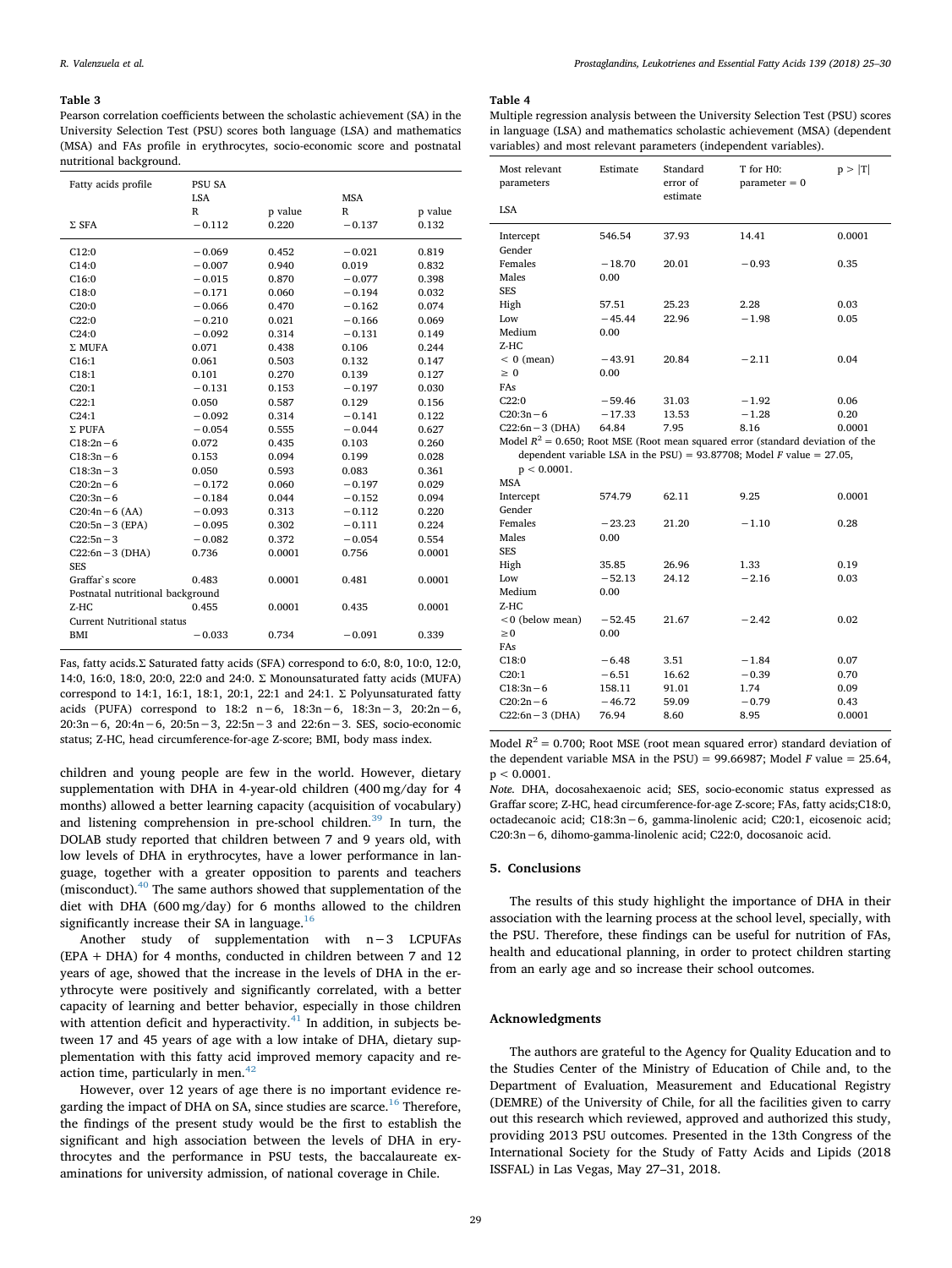**Table 3**

Pearson correlation coefficients between the scholastic achievement (SA) in the University Selection Test (PSU) scores both language (LSA) and mathematics (MSA) and FAs profile in erythrocytes, socio-economic score and postnatal nutritional background.

| Fatty acids profile | PSU SA LSA R | p value | MSA R | p value |
|---|---|---|---|---|
| Σ SFA | −0.112 | 0.220 | −0.137 | 0.132 |
| C12:0 | −0.069 | 0.452 | −0.021 | 0.819 |
| C14:0 | −0.007 | 0.940 | 0.019 | 0.832 |
| C16:0 | −0.015 | 0.870 | −0.077 | 0.398 |
| C18:0 | −0.171 | 0.060 | −0.194 | 0.032 |
| C20:0 | −0.066 | 0.470 | −0.162 | 0.074 |
| C22:0 | −0.210 | 0.021 | −0.166 | 0.069 |
| C24:0 | −0.092 | 0.314 | −0.131 | 0.149 |
| Σ MUFA | 0.071 | 0.438 | 0.106 | 0.244 |
| C16:1 | 0.061 | 0.503 | 0.132 | 0.147 |
| C18:1 | 0.101 | 0.270 | 0.139 | 0.127 |
| C20:1 | −0.131 | 0.153 | −0.197 | 0.030 |
| C22:1 | 0.050 | 0.587 | 0.129 | 0.156 |
| C24:1 | −0.092 | 0.314 | −0.141 | 0.122 |
| Σ PUFA | −0.054 | 0.555 | −0.044 | 0.627 |
| C18:2n−6 | 0.072 | 0.435 | 0.103 | 0.260 |
| C18:3n−6 | 0.153 | 0.094 | 0.199 | 0.028 |
| C18:3n−3 | 0.050 | 0.593 | 0.083 | 0.361 |
| C20:2n−6 | −0.172 | 0.060 | −0.197 | 0.029 |
| C20:3n−6 | −0.184 | 0.044 | −0.152 | 0.094 |
| C20:4n−6 (AA) | −0.093 | 0.313 | −0.112 | 0.220 |
| C20:5n−3 (EPA) | −0.095 | 0.302 | −0.111 | 0.224 |
| C22:5n−3 | −0.082 | 0.372 | −0.054 | 0.554 |
| C22:6n−3 (DHA) | 0.736 | 0.0001 | 0.756 | 0.0001 |
| SES | | | | |
| Graffar`s score | 0.483 | 0.0001 | 0.481 | 0.0001 |
| Postnatal nutritional background | | | | |
| Z-HC | 0.455 | 0.0001 | 0.435 | 0.0001 |
| Current Nutritional status | | | | |
| BMI | −0.033 | 0.734 | −0.091 | 0.339 |

Fas, fatty acids.Σ Saturated fatty acids (SFA) correspond to 6:0, 8:0, 10:0, 12:0, 14:0, 16:0, 18:0, 20:0, 22:0 and 24:0. Σ Monounsaturated fatty acids (MUFA) correspond to 14:1, 16:1, 18:1, 20:1, 22:1 and 24:1. Σ Polyunsaturated fatty acids (PUFA) correspond to 18:2 n−6, 18:3n−6, 18:3n−3, 20:2n−6, 20:3n−6, 20:4n−6, 20:5n−3, 22:5n−3 and 22:6n−3. SES, socio-economic status; Z-HC, head circumference-for-age Z-score; BMI, body mass index.

children and young people are few in the world. However, dietary supplementation with DHA in 4-year-old children (400 mg/day for 4 months) allowed a better learning capacity (acquisition of vocabulary) and listening comprehension in pre-school children.[39] In turn, the DOLAB study reported that children between 7 and 9 years old, with low levels of DHA in erythrocytes, have a lower performance in language, together with a greater opposition to parents and teachers (misconduct).[40] The same authors showed that supplementation of the diet with DHA (600 mg/day) for 6 months allowed to the children significantly increase their SA in language.[16]

Another study of supplementation with n−3 LCPUFAs (EPA + DHA) for 4 months, conducted in children between 7 and 12 years of age, showed that the increase in the levels of DHA in the erythrocyte were positively and significantly correlated, with a better capacity of learning and better behavior, especially in those children with attention deficit and hyperactivity.[41] In addition, in subjects between 17 and 45 years of age with a low intake of DHA, dietary supplementation with this fatty acid improved memory capacity and reaction time, particularly in men.[42]

However, over 12 years of age there is no important evidence regarding the impact of DHA on SA, since studies are scarce.[16] Therefore, the findings of the present study would be the first to establish the significant and high association between the levels of DHA in erythrocytes and the performance in PSU tests, the baccalaureate examinations for university admission, of national coverage in Chile.

**Table 4**

Multiple regression analysis between the University Selection Test (PSU) scores in language (LSA) and mathematics scholastic achievement (MSA) (dependent variables) and most relevant parameters (independent variables).

| Most relevant parameters | Estimate | Standard error of estimate | T for H0: parameter = 0 | p > \|T\| |
|---|---|---|---|---|
| LSA | | | | |
| Intercept | 546.54 | 37.93 | 14.41 | 0.0001 |
| Gender | | | | |
| Females | −18.70 | 20.01 | −0.93 | 0.35 |
| Males | 0.00 | | | |
| SES | | | | |
| High | 57.51 | 25.23 | 2.28 | 0.03 |
| Low | −45.44 | 22.96 | −1.98 | 0.05 |
| Medium | 0.00 | | | |
| Z-HC | | | | |
| < 0 (mean) | −43.91 | 20.84 | −2.11 | 0.04 |
| ≥ 0 | 0.00 | | | |
| FAs | | | | |
| C22:0 | −59.46 | 31.03 | −1.92 | 0.06 |
| C20:3n−6 | −17.33 | 13.53 | −1.28 | 0.20 |
| C22:6n−3 (DHA) | 64.84 | 7.95 | 8.16 | 0.0001 |
| Model $R^2 = 0.650$; Root MSE (Root mean squared error (standard deviation of the dependent variable LSA in the PSU) = 93.87708; Model $F$ value = 27.05, $p < 0.0001$. | | | | |
| MSA | | | | |
| Intercept | 574.79 | 62.11 | 9.25 | 0.0001 |
| Gender | | | | |
| Females | −23.23 | 21.20 | −1.10 | 0.28 |
| Males | 0.00 | | | |
| SES | | | | |
| High | 35.85 | 26.96 | 1.33 | 0.19 |
| Low | −52.13 | 24.12 | −2.16 | 0.03 |
| Medium | 0.00 | | | |
| Z-HC | | | | |
| <0 (below mean) | −52.45 | 21.67 | −2.42 | 0.02 |
| ≥0 | 0.00 | | | |
| FAs | | | | |
| C18:0 | −6.48 | 3.51 | −1.84 | 0.07 |
| C20:1 | −6.51 | 16.62 | −0.39 | 0.70 |
| C18:3n−6 | 158.11 | 91.01 | 1.74 | 0.09 |
| C20:2n−6 | −46.72 | 59.09 | −0.79 | 0.43 |
| C22:6n−3 (DHA) | 76.94 | 8.60 | 8.95 | 0.0001 |

Model $R^2 = 0.700$; Root MSE (root mean squared error) standard deviation of the dependent variable MSA in the PSU) = 99.66987; Model $F$ value = 25.64, $p < 0.0001$.

*Note.* DHA, docosahexaenoic acid; SES, socio-economic status expressed as Graffar score; Z-HC, head circumference-for-age Z-score; FAs, fatty acids;C18:0, octadecanoic acid; C18:3n−6, gamma-linolenic acid; C20:1, eicosenoic acid; C20:3n−6, dihomo-gamma-linolenic acid; C22:0, docosanoic acid.

## 5. Conclusions

The results of this study highlight the importance of DHA in their association with the learning process at the school level, specially, with the PSU. Therefore, these findings can be useful for nutrition of FAs, health and educational planning, in order to protect children starting from an early age and so increase their school outcomes.

## Acknowledgments

The authors are grateful to the Agency for Quality Education and to the Studies Center of the Ministry of Education of Chile and, to the Department of Evaluation, Measurement and Educational Registry (DEMRE) of the University of Chile, for all the facilities given to carry out this research which reviewed, approved and authorized this study, providing 2013 PSU outcomes. Presented in the 13th Congress of the International Society for the Study of Fatty Acids and Lipids (2018 ISSFAL) in Las Vegas, May 27–31, 2018.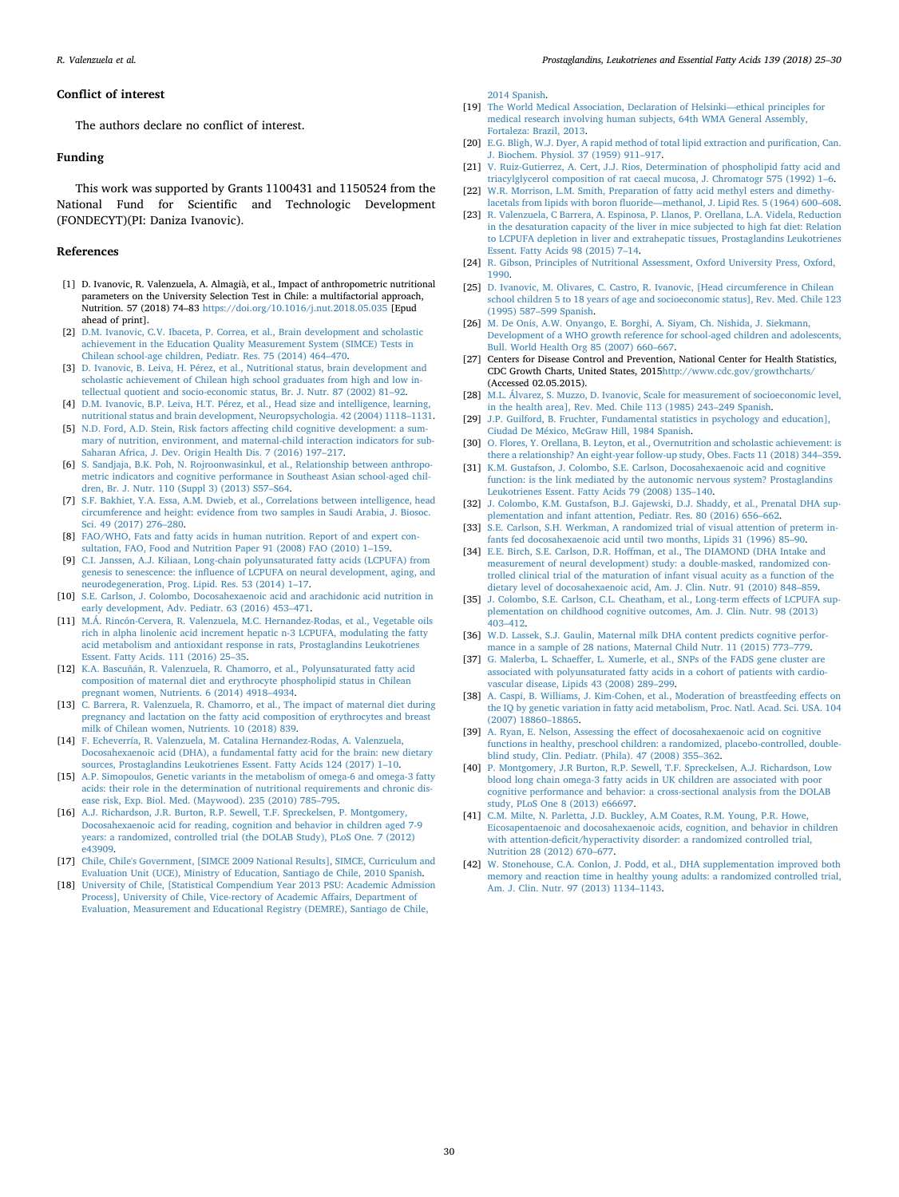## Conflict of interest

The authors declare no conflict of interest.

## Funding

This work was supported by Grants 1100431 and 1150524 from the National Fund for Scientific and Technologic Development (FONDECYT)(PI: Daniza Ivanovic).

## References

[1] D. Ivanovic, R. Valenzuela, A. Almagià, et al., Impact of anthropometric nutritional parameters on the University Selection Test in Chile: a multifactorial approach, Nutrition. 57 (2018) 74–83 https://doi.org/10.1016/j.nut.2018.05.035 [Epud ahead of print].

[2] D.M. Ivanovic, C.V. Ibaceta, P. Correa, et al., Brain development and scholastic achievement in the Education Quality Measurement System (SIMCE) Tests in Chilean school-age children, Pediatr. Res. 75 (2014) 464–470.

[3] D. Ivanovic, B. Leiva, H. Pérez, et al., Nutritional status, brain development and scholastic achievement of Chilean high school graduates from high and low intellectual quotient and socio-economic status, Br. J. Nutr. 87 (2002) 81–92.

[4] D.M. Ivanovic, B.P. Leiva, H.T. Pérez, et al., Head size and intelligence, learning, nutritional status and brain development, Neuropsychologia. 42 (2004) 1118–1131.

[5] N.D. Ford, A.D. Stein, Risk factors affecting child cognitive development: a summary of nutrition, environment, and maternal-child interaction indicators for sub-Saharan Africa, J. Dev. Origin Health Dis. 7 (2016) 197–217.

[6] S. Sandjaja, B.K. Poh, N. Rojroonwasinkul, et al., Relationship between anthropometric indicators and cognitive performance in Southeast Asian school-aged children, Br. J. Nutr. 110 (Suppl 3) (2013) S57–S64.

[7] S.F. Bakhiet, Y.A. Essa, A.M. Dwieb, et al., Correlations between intelligence, head circumference and height: evidence from two samples in Saudi Arabia, J. Biosoc. Sci. 49 (2017) 276–280.

[8] FAO/WHO, Fats and fatty acids in human nutrition. Report of and expert consultation, FAO, Food and Nutrition Paper 91 (2008) FAO (2010) 1–159.

[9] C.I. Janssen, A.J. Kiliaan, Long-chain polyunsaturated fatty acids (LCPUFA) from genesis to senescence: the influence of LCPUFA on neural development, aging, and neurodegeneration, Prog. Lipid. Res. 53 (2014) 1–17.

[10] S.E. Carlson, J. Colombo, Docosahexaenoic acid and arachidonic acid nutrition in early development, Adv. Pediatr. 63 (2016) 453–471.

[11] M.Á. Rincón-Cervera, R. Valenzuela, M.C. Hernandez-Rodas, et al., Vegetable oils rich in alpha linolenic acid increment hepatic n-3 LCPUFA, modulating the fatty acid metabolism and antioxidant response in rats, Prostaglandins Leukotrienes Essent. Fatty Acids. 111 (2016) 25–35.

[12] K.A. Bascuñán, R. Valenzuela, R. Chamorro, et al., Polyunsaturated fatty acid composition of maternal diet and erythrocyte phospholipid status in Chilean pregnant women, Nutrients. 6 (2014) 4918–4934.

[13] C. Barrera, R. Valenzuela, R. Chamorro, et al., The impact of maternal diet during pregnancy and lactation on the fatty acid composition of erythrocytes and breast milk of Chilean women, Nutrients. 10 (2018) 839.

[14] F. Echeverría, R. Valenzuela, M. Catalina Hernandez-Rodas, A. Valenzuela, Docosahexaenoic acid (DHA), a fundamental fatty acid for the brain: new dietary sources, Prostaglandins Leukotrienes Essent. Fatty Acids 124 (2017) 1–10.

[15] A.P. Simopoulos, Genetic variants in the metabolism of omega-6 and omega-3 fatty acids: their role in the determination of nutritional requirements and chronic disease risk, Exp. Biol. Med. (Maywood). 235 (2010) 785–795.

[16] A.J. Richardson, J.R. Burton, R.P. Sewell, T.F. Spreckelsen, P. Montgomery, Docosahexaenoic acid for reading, cognition and behavior in children aged 7-9 years: a randomized, controlled trial (the DOLAB Study), PLoS One. 7 (2012) e43909.

[17] Chile, Chile's Government, [SIMCE 2009 National Results], SIMCE, Curriculum and Evaluation Unit (UCE), Ministry of Education, Santiago de Chile, 2010 Spanish.

[18] University of Chile, [Statistical Compendium Year 2013 PSU: Academic Admission Process], University of Chile, Vice-rectory of Academic Affairs, Department of Evaluation, Measurement and Educational Registry (DEMRE), Santiago de Chile, 2014 Spanish.

[19] The World Medical Association, Declaration of Helsinki—ethical principles for medical research involving human subjects, 64th WMA General Assembly, Fortaleza: Brazil, 2013.

[20] E.G. Bligh, W.J. Dyer, A rapid method of total lipid extraction and purification, Can. J. Biochem. Physiol. 37 (1959) 911–917.

[21] V. Ruiz-Gutierrez, A. Cert, J.J. Rios, Determination of phospholipid fatty acid and triacylglycerol composition of rat caecal mucosa, J. Chromatogr 575 (1992) 1–6.

[22] W.R. Morrison, L.M. Smith, Preparation of fatty acid methyl esters and dimethylacetals from lipids with boron fluoride—methanol, J. Lipid Res. 5 (1964) 600–608.

[23] R. Valenzuela, C Barrera, A. Espinosa, P. Llanos, P. Orellana, L.A. Videla, Reduction in the desaturation capacity of the liver in mice subjected to high fat diet: Relation to LCPUFA depletion in liver and extrahepatic tissues, Prostaglandins Leukotrienes Essent. Fatty Acids 98 (2015) 7–14.

[24] R. Gibson, Principles of Nutritional Assessment, Oxford University Press, Oxford, 1990.

[25] D. Ivanovic, M. Olivares, C. Castro, R. Ivanovic, [Head circumference in Chilean school children 5 to 18 years of age and socioeconomic status], Rev. Med. Chile 123 (1995) 587–599 Spanish.

[26] M. De Onis, A.W. Onyango, E. Borghi, A. Siyam, Ch. Nishida, J. Siekmann, Development of a WHO growth reference for school-aged children and adolescents, Bull. World Health Org 85 (2007) 660–667.

[27] Centers for Disease Control and Prevention, National Center for Health Statistics, CDC Growth Charts, United States, 2015http://www.cdc.gov/growthcharts/ (Accessed 02.05.2015).

[28] M.L. Álvarez, S. Muzzo, D. Ivanovic, Scale for measurement of socioeconomic level, in the health area], Rev. Med. Chile 113 (1985) 243–249 Spanish.

[29] J.P. Guilford, B. Fruchter, Fundamental statistics in psychology and education], Ciudad De México, McGraw Hill, 1984 Spanish.

[30] O. Flores, Y. Orellana, B. Leyton, et al., Overnutrition and scholastic achievement: is there a relationship? An eight-year follow-up study, Obes. Facts 11 (2018) 344–359.

[31] K.M. Gustafson, J. Colombo, S.E. Carlson, Docosahexaenoic acid and cognitive function: is the link mediated by the autonomic nervous system? Prostaglandins Leukotrienes Essent. Fatty Acids 79 (2008) 135–140.

[32] J. Colombo, K.M. Gustafson, B.J. Gajewski, D.J. Shaddy, et al., Prenatal DHA supplementation and infant attention, Pediatr. Res. 80 (2016) 656–662.

[33] S.E. Carlson, S.H. Werkman, A randomized trial of visual attention of preterm infants fed docosahexaenoic acid until two months, Lipids 31 (1996) 85–90.

[34] E.E. Birch, S.E. Carlson, D.R. Hoffman, et al., The DIAMOND (DHA Intake and measurement of neural development) study: a double-masked, randomized controlled clinical trial of the maturation of infant visual acuity as a function of the dietary level of docosahexaenoic acid, Am. J. Clin. Nutr. 91 (2010) 848–859.

[35] J. Colombo, S.E. Carlson, C.L. Cheatham, et al., Long-term effects of LCPUFA supplementation on childhood cognitive outcomes, Am. J. Clin. Nutr. 98 (2013) 403–412.

[36] W.D. Lassek, S.J. Gaulin, Maternal milk DHA content predicts cognitive performance in a sample of 28 nations, Maternal Child Nutr. 11 (2015) 773–779.

[37] G. Malerba, L. Schaeffer, L. Xumerle, et al., SNPs of the FADS gene cluster are associated with polyunsaturated fatty acids in a cohort of patients with cardiovascular disease, Lipids 43 (2008) 289–299.

[38] A. Caspi, B. Williams, J. Kim-Cohen, et al., Moderation of breastfeeding effects on the IQ by genetic variation in fatty acid metabolism, Proc. Natl. Acad. Sci. USA. 104 (2007) 18860–18865.

[39] A. Ryan, E. Nelson, Assessing the effect of docosahexaenoic acid on cognitive functions in healthy, preschool children: a randomized, placebo-controlled, double-blind study, Clin. Pediatr. (Phila). 47 (2008) 355–362.

[40] P. Montgomery, J.R Burton, R.P. Sewell, T.F. Spreckelsen, A.J. Richardson, Low blood long chain omega-3 fatty acids in UK children are associated with poor cognitive performance and behavior: a cross-sectional analysis from the DOLAB study, PLoS One 8 (2013) e66697.

[41] C.M. Milte, N. Parletta, J.D. Buckley, A.M Coates, R.M. Young, P.R. Howe, Eicosapentaenoic and docosahexaenoic acids, cognition, and behavior in children with attention-deficit/hyperactivity disorder: a randomized controlled trial, Nutrition 28 (2012) 670–677.

[42] W. Stonehouse, C.A. Conlon, J. Podd, et al., DHA supplementation improved both memory and reaction time in healthy young adults: a randomized controlled trial, Am. J. Clin. Nutr. 97 (2013) 1134–1143.